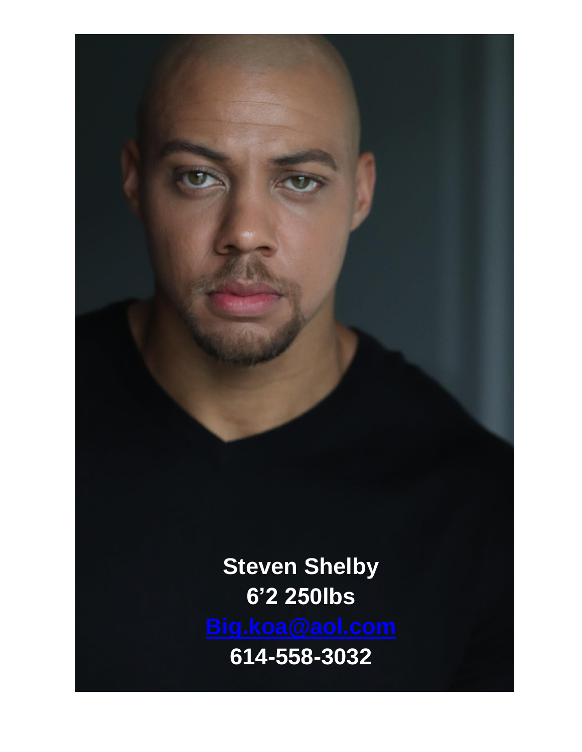**Steven Shelby**
**6’2 250lbs**
**[Big.koa@aol.com](mailto:Big.koa@aol.com)**
**614-558-3032**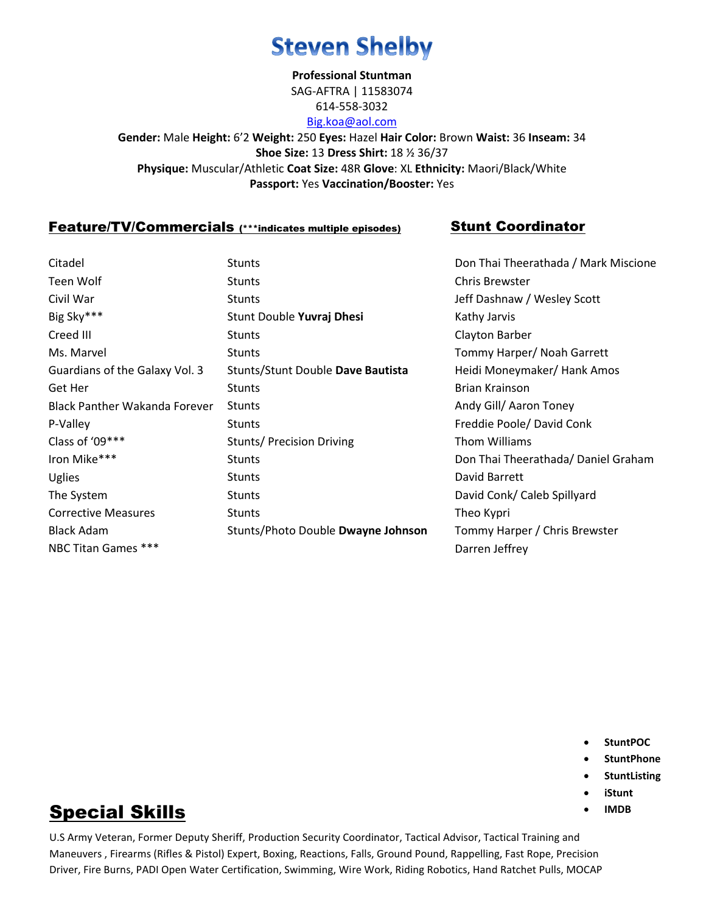# Steven Shelby

**Professional Stuntman**
SAG-AFTRA | 11583074
614-558-3032
Big.koa@aol.com

**Gender:** Male **Height:** 6'2 **Weight:** 250 **Eyes:** Hazel **Hair Color:** Brown **Waist:** 36 **Inseam:** 34
**Shoe Size:** 13 **Dress Shirt:** 18 ½ 36/37
**Physique:** Muscular/Athletic **Coat Size:** 48R **Glove**: XL **Ethnicity:** Maori/Black/White
**Passport:** Yes **Vaccination/Booster:** Yes

| Feature/TV/Commercials (***indicates multiple episodes) | | Stunt Coordinator |
|---|---|---|
| Citadel | Stunts | Don Thai Theerathada / Mark Miscione |
| Teen Wolf | Stunts | Chris Brewster |
| Civil War | Stunts | Jeff Dashnaw / Wesley Scott |
| Big Sky*** | Stunt Double **Yuvraj Dhesi** | Kathy Jarvis |
| Creed III | Stunts | Clayton Barber |
| Ms. Marvel | Stunts | Tommy Harper/ Noah Garrett |
| Guardians of the Galaxy Vol. 3 | Stunts/Stunt Double **Dave Bautista** | Heidi Moneymaker/ Hank Amos |
| Get Her | Stunts | Brian Krainson |
| Black Panther Wakanda Forever | Stunts | Andy Gill/ Aaron Toney |
| P-Valley | Stunts | Freddie Poole/ David Conk |
| Class of '09*** | Stunts/ Precision Driving | Thom Williams |
| Iron Mike*** | Stunts | Don Thai Theerathada/ Daniel Graham |
| Uglies | Stunts | David Barrett |
| The System | Stunts | David Conk/ Caleb Spillyard |
| Corrective Measures | Stunts | Theo Kypri |
| Black Adam | Stunts/Photo Double **Dwayne Johnson** | Tommy Harper / Chris Brewster |
| NBC Titan Games *** | | Darren Jeffrey |

- **StuntPOC**
- **StuntPhone**
- **StuntListing**
- **iStunt**
- **IMDB**

## Special Skills

U.S Army Veteran, Former Deputy Sheriff, Production Security Coordinator, Tactical Advisor, Tactical Training and Maneuvers , Firearms (Rifles & Pistol) Expert, Boxing, Reactions, Falls, Ground Pound, Rappelling, Fast Rope, Precision Driver, Fire Burns, PADI Open Water Certification, Swimming, Wire Work, Riding Robotics, Hand Ratchet Pulls, MOCAP